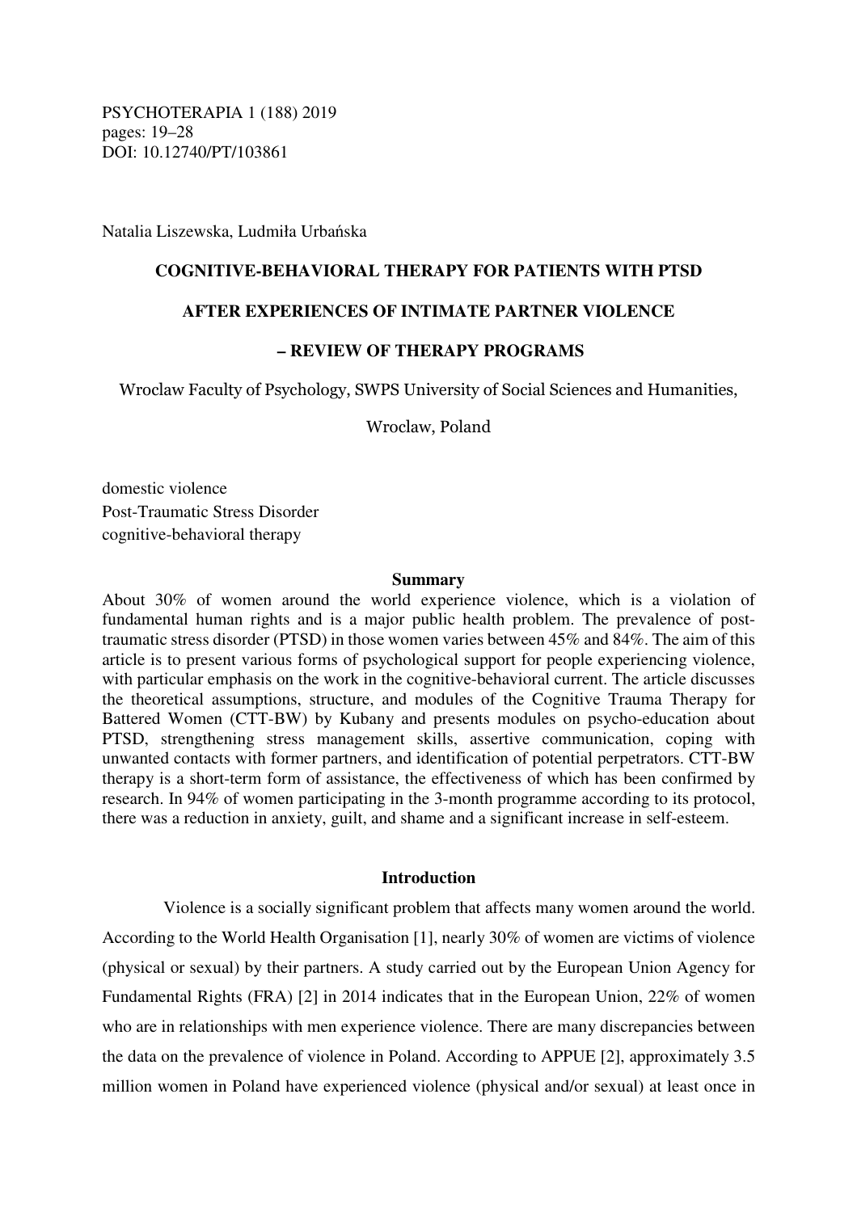PSYCHOTERAPIA 1 (188) 2019
pages: 19–28
DOI: 10.12740/PT/103861

Natalia Liszewska, Ludmiła Urbańska

# COGNITIVE-BEHAVIORAL THERAPY FOR PATIENTS WITH PTSD AFTER EXPERIENCES OF INTIMATE PARTNER VIOLENCE – REVIEW OF THERAPY PROGRAMS

Wroclaw Faculty of Psychology, SWPS University of Social Sciences and Humanities, Wroclaw, Poland

domestic violence
Post-Traumatic Stress Disorder
cognitive-behavioral therapy

## Summary

About 30% of women around the world experience violence, which is a violation of fundamental human rights and is a major public health problem. The prevalence of post-traumatic stress disorder (PTSD) in those women varies between 45% and 84%. The aim of this article is to present various forms of psychological support for people experiencing violence, with particular emphasis on the work in the cognitive-behavioral current. The article discusses the theoretical assumptions, structure, and modules of the Cognitive Trauma Therapy for Battered Women (CTT-BW) by Kubany and presents modules on psycho-education about PTSD, strengthening stress management skills, assertive communication, coping with unwanted contacts with former partners, and identification of potential perpetrators. CTT-BW therapy is a short-term form of assistance, the effectiveness of which has been confirmed by research. In 94% of women participating in the 3-month programme according to its protocol, there was a reduction in anxiety, guilt, and shame and a significant increase in self-esteem.

## Introduction

Violence is a socially significant problem that affects many women around the world. According to the World Health Organisation [1], nearly 30% of women are victims of violence (physical or sexual) by their partners. A study carried out by the European Union Agency for Fundamental Rights (FRA) [2] in 2014 indicates that in the European Union, 22% of women who are in relationships with men experience violence. There are many discrepancies between the data on the prevalence of violence in Poland. According to APPUE [2], approximately 3.5 million women in Poland have experienced violence (physical and/or sexual) at least once in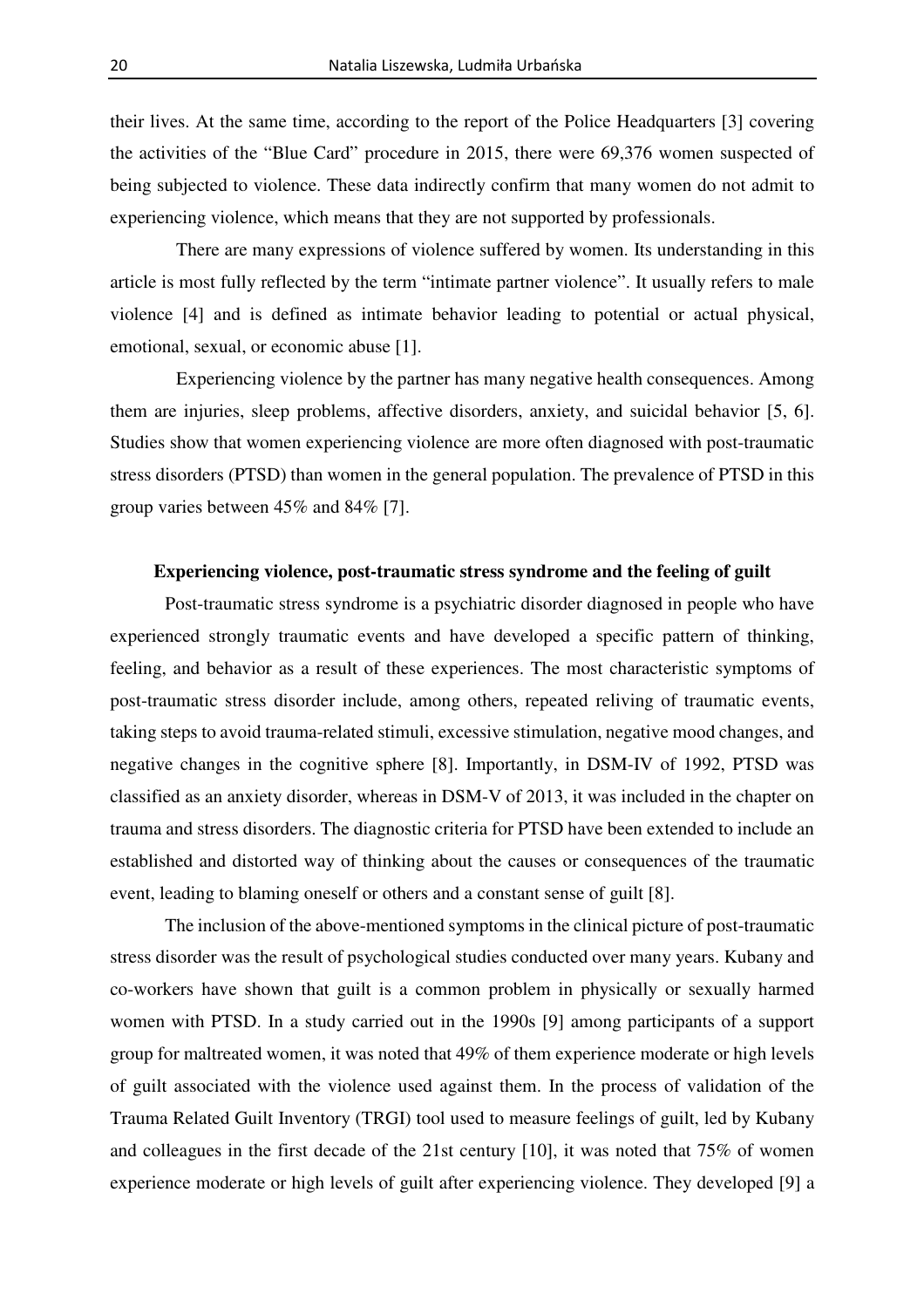their lives. At the same time, according to the report of the Police Headquarters [3] covering the activities of the "Blue Card" procedure in 2015, there were 69,376 women suspected of being subjected to violence. These data indirectly confirm that many women do not admit to experiencing violence, which means that they are not supported by professionals.

There are many expressions of violence suffered by women. Its understanding in this article is most fully reflected by the term "intimate partner violence". It usually refers to male violence [4] and is defined as intimate behavior leading to potential or actual physical, emotional, sexual, or economic abuse [1].

Experiencing violence by the partner has many negative health consequences. Among them are injuries, sleep problems, affective disorders, anxiety, and suicidal behavior [5, 6]. Studies show that women experiencing violence are more often diagnosed with post-traumatic stress disorders (PTSD) than women in the general population. The prevalence of PTSD in this group varies between 45% and 84% [7].

## Experiencing violence, post-traumatic stress syndrome and the feeling of guilt

Post-traumatic stress syndrome is a psychiatric disorder diagnosed in people who have experienced strongly traumatic events and have developed a specific pattern of thinking, feeling, and behavior as a result of these experiences. The most characteristic symptoms of post-traumatic stress disorder include, among others, repeated reliving of traumatic events, taking steps to avoid trauma-related stimuli, excessive stimulation, negative mood changes, and negative changes in the cognitive sphere [8]. Importantly, in DSM-IV of 1992, PTSD was classified as an anxiety disorder, whereas in DSM-V of 2013, it was included in the chapter on trauma and stress disorders. The diagnostic criteria for PTSD have been extended to include an established and distorted way of thinking about the causes or consequences of the traumatic event, leading to blaming oneself or others and a constant sense of guilt [8].

The inclusion of the above-mentioned symptoms in the clinical picture of post-traumatic stress disorder was the result of psychological studies conducted over many years. Kubany and co-workers have shown that guilt is a common problem in physically or sexually harmed women with PTSD. In a study carried out in the 1990s [9] among participants of a support group for maltreated women, it was noted that 49% of them experience moderate or high levels of guilt associated with the violence used against them. In the process of validation of the Trauma Related Guilt Inventory (TRGI) tool used to measure feelings of guilt, led by Kubany and colleagues in the first decade of the 21st century [10], it was noted that 75% of women experience moderate or high levels of guilt after experiencing violence. They developed [9] a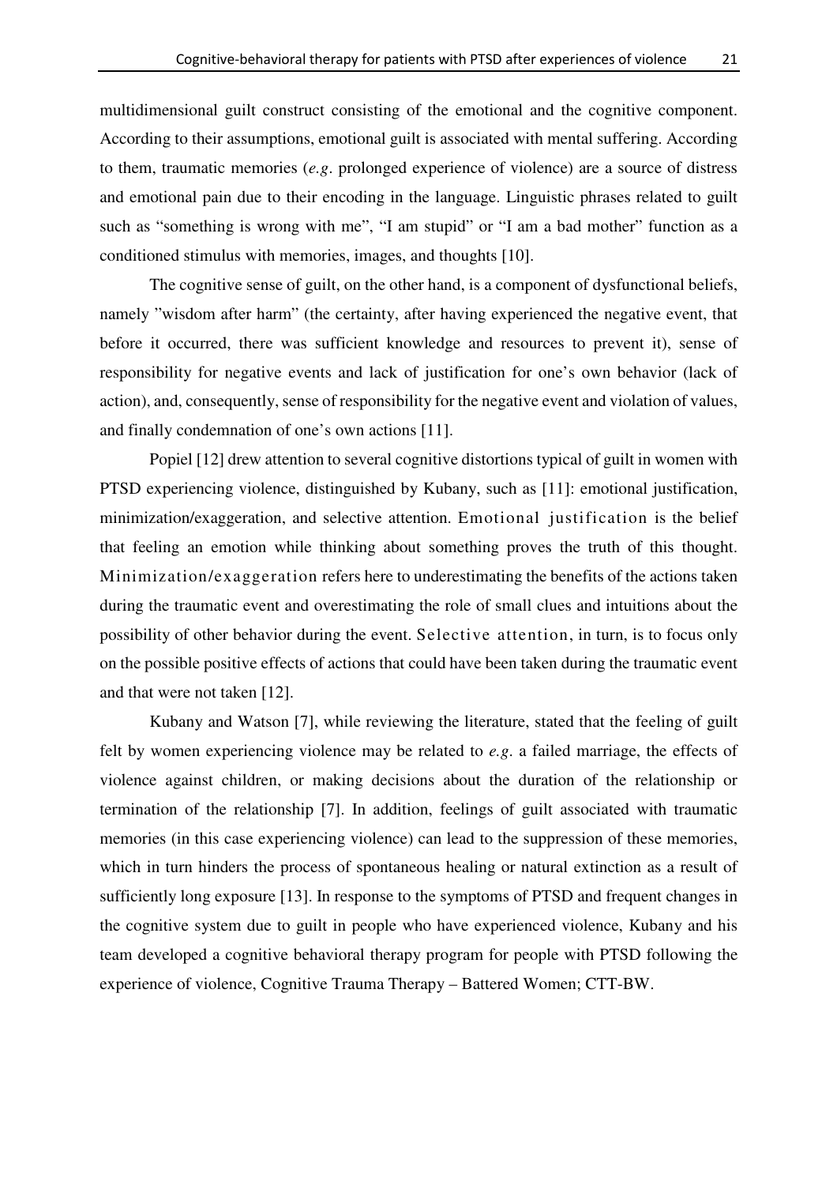multidimensional guilt construct consisting of the emotional and the cognitive component. According to their assumptions, emotional guilt is associated with mental suffering. According to them, traumatic memories (*e.g*. prolonged experience of violence) are a source of distress and emotional pain due to their encoding in the language. Linguistic phrases related to guilt such as "something is wrong with me", "I am stupid" or "I am a bad mother" function as a conditioned stimulus with memories, images, and thoughts [10].

The cognitive sense of guilt, on the other hand, is a component of dysfunctional beliefs, namely "wisdom after harm" (the certainty, after having experienced the negative event, that before it occurred, there was sufficient knowledge and resources to prevent it), sense of responsibility for negative events and lack of justification for one's own behavior (lack of action), and, consequently, sense of responsibility for the negative event and violation of values, and finally condemnation of one's own actions [11].

Popiel [12] drew attention to several cognitive distortions typical of guilt in women with PTSD experiencing violence, distinguished by Kubany, such as [11]: emotional justification, minimization/exaggeration, and selective attention. Emotional justification is the belief that feeling an emotion while thinking about something proves the truth of this thought. Minimization/exaggeration refers here to underestimating the benefits of the actions taken during the traumatic event and overestimating the role of small clues and intuitions about the possibility of other behavior during the event. Selective attention, in turn, is to focus only on the possible positive effects of actions that could have been taken during the traumatic event and that were not taken [12].

Kubany and Watson [7], while reviewing the literature, stated that the feeling of guilt felt by women experiencing violence may be related to *e.g*. a failed marriage, the effects of violence against children, or making decisions about the duration of the relationship or termination of the relationship [7]. In addition, feelings of guilt associated with traumatic memories (in this case experiencing violence) can lead to the suppression of these memories, which in turn hinders the process of spontaneous healing or natural extinction as a result of sufficiently long exposure [13]. In response to the symptoms of PTSD and frequent changes in the cognitive system due to guilt in people who have experienced violence, Kubany and his team developed a cognitive behavioral therapy program for people with PTSD following the experience of violence, Cognitive Trauma Therapy – Battered Women; CTT-BW.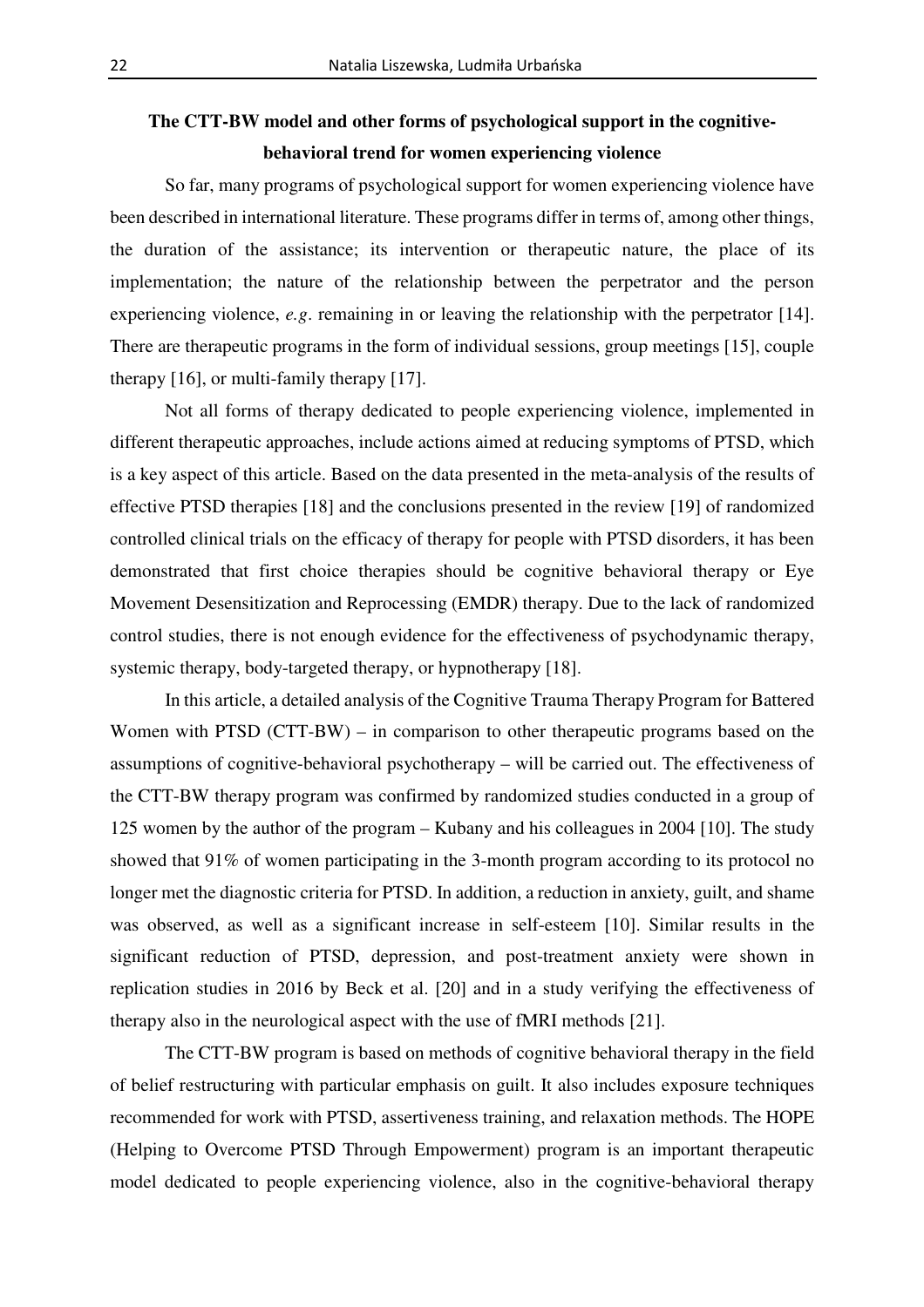## The CTT-BW model and other forms of psychological support in the cognitive-behavioral trend for women experiencing violence

So far, many programs of psychological support for women experiencing violence have been described in international literature. These programs differ in terms of, among other things, the duration of the assistance; its intervention or therapeutic nature, the place of its implementation; the nature of the relationship between the perpetrator and the person experiencing violence, *e.g*. remaining in or leaving the relationship with the perpetrator [14]. There are therapeutic programs in the form of individual sessions, group meetings [15], couple therapy [16], or multi-family therapy [17].

Not all forms of therapy dedicated to people experiencing violence, implemented in different therapeutic approaches, include actions aimed at reducing symptoms of PTSD, which is a key aspect of this article. Based on the data presented in the meta-analysis of the results of effective PTSD therapies [18] and the conclusions presented in the review [19] of randomized controlled clinical trials on the efficacy of therapy for people with PTSD disorders, it has been demonstrated that first choice therapies should be cognitive behavioral therapy or Eye Movement Desensitization and Reprocessing (EMDR) therapy. Due to the lack of randomized control studies, there is not enough evidence for the effectiveness of psychodynamic therapy, systemic therapy, body-targeted therapy, or hypnotherapy [18].

In this article, a detailed analysis of the Cognitive Trauma Therapy Program for Battered Women with PTSD (CTT-BW) – in comparison to other therapeutic programs based on the assumptions of cognitive-behavioral psychotherapy – will be carried out. The effectiveness of the CTT-BW therapy program was confirmed by randomized studies conducted in a group of 125 women by the author of the program – Kubany and his colleagues in 2004 [10]. The study showed that 91% of women participating in the 3-month program according to its protocol no longer met the diagnostic criteria for PTSD. In addition, a reduction in anxiety, guilt, and shame was observed, as well as a significant increase in self-esteem [10]. Similar results in the significant reduction of PTSD, depression, and post-treatment anxiety were shown in replication studies in 2016 by Beck et al. [20] and in a study verifying the effectiveness of therapy also in the neurological aspect with the use of fMRI methods [21].

The CTT-BW program is based on methods of cognitive behavioral therapy in the field of belief restructuring with particular emphasis on guilt. It also includes exposure techniques recommended for work with PTSD, assertiveness training, and relaxation methods. The HOPE (Helping to Overcome PTSD Through Empowerment) program is an important therapeutic model dedicated to people experiencing violence, also in the cognitive-behavioral therapy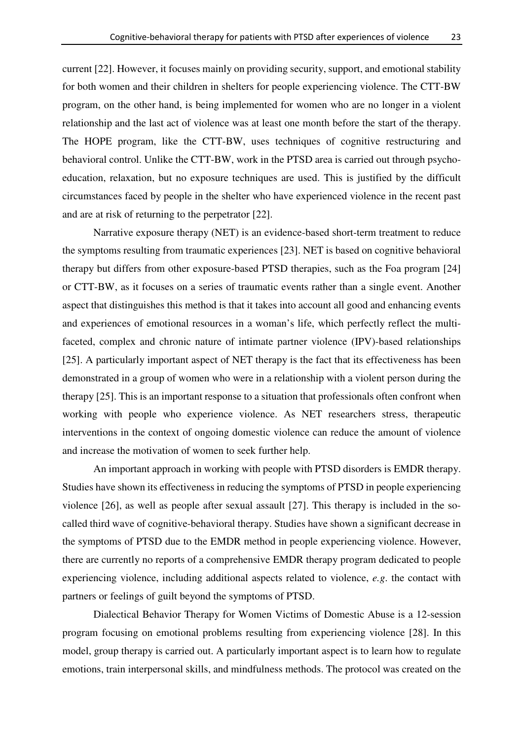current [22]. However, it focuses mainly on providing security, support, and emotional stability for both women and their children in shelters for people experiencing violence. The CTT-BW program, on the other hand, is being implemented for women who are no longer in a violent relationship and the last act of violence was at least one month before the start of the therapy. The HOPE program, like the CTT-BW, uses techniques of cognitive restructuring and behavioral control. Unlike the CTT-BW, work in the PTSD area is carried out through psycho-education, relaxation, but no exposure techniques are used. This is justified by the difficult circumstances faced by people in the shelter who have experienced violence in the recent past and are at risk of returning to the perpetrator [22].

Narrative exposure therapy (NET) is an evidence-based short-term treatment to reduce the symptoms resulting from traumatic experiences [23]. NET is based on cognitive behavioral therapy but differs from other exposure-based PTSD therapies, such as the Foa program [24] or CTT-BW, as it focuses on a series of traumatic events rather than a single event. Another aspect that distinguishes this method is that it takes into account all good and enhancing events and experiences of emotional resources in a woman's life, which perfectly reflect the multi-faceted, complex and chronic nature of intimate partner violence (IPV)-based relationships [25]. A particularly important aspect of NET therapy is the fact that its effectiveness has been demonstrated in a group of women who were in a relationship with a violent person during the therapy [25]. This is an important response to a situation that professionals often confront when working with people who experience violence. As NET researchers stress, therapeutic interventions in the context of ongoing domestic violence can reduce the amount of violence and increase the motivation of women to seek further help.

An important approach in working with people with PTSD disorders is EMDR therapy. Studies have shown its effectiveness in reducing the symptoms of PTSD in people experiencing violence [26], as well as people after sexual assault [27]. This therapy is included in the so-called third wave of cognitive-behavioral therapy. Studies have shown a significant decrease in the symptoms of PTSD due to the EMDR method in people experiencing violence. However, there are currently no reports of a comprehensive EMDR therapy program dedicated to people experiencing violence, including additional aspects related to violence, *e.g.* the contact with partners or feelings of guilt beyond the symptoms of PTSD.

Dialectical Behavior Therapy for Women Victims of Domestic Abuse is a 12-session program focusing on emotional problems resulting from experiencing violence [28]. In this model, group therapy is carried out. A particularly important aspect is to learn how to regulate emotions, train interpersonal skills, and mindfulness methods. The protocol was created on the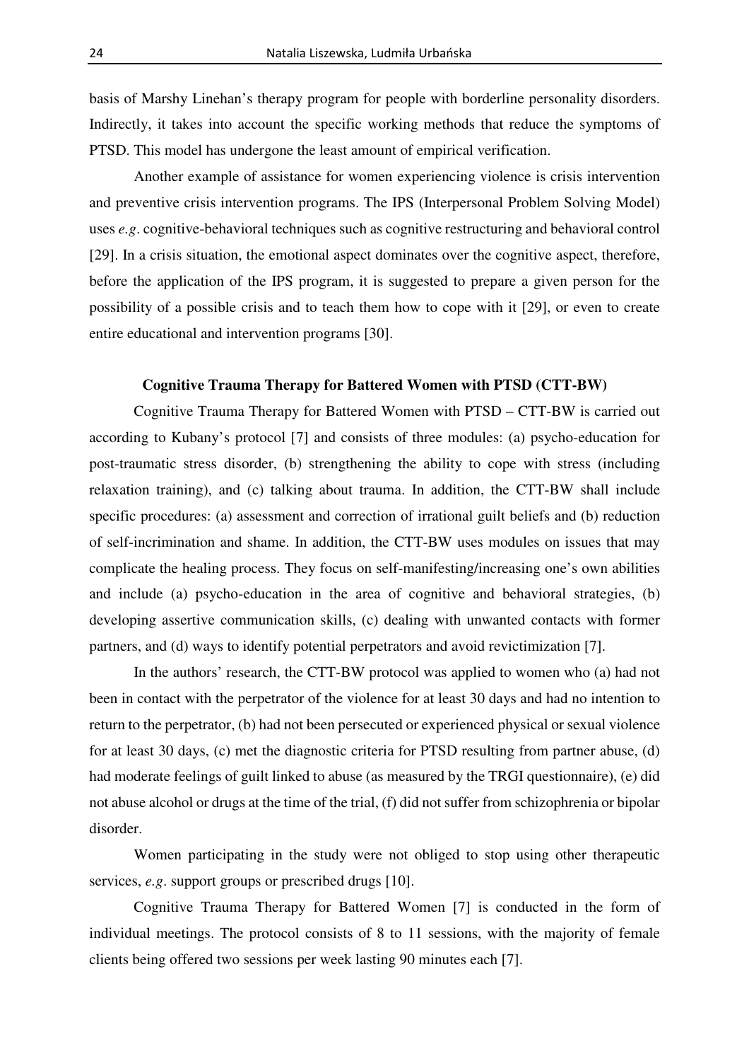basis of Marshy Linehan's therapy program for people with borderline personality disorders. Indirectly, it takes into account the specific working methods that reduce the symptoms of PTSD. This model has undergone the least amount of empirical verification.

Another example of assistance for women experiencing violence is crisis intervention and preventive crisis intervention programs. The IPS (Interpersonal Problem Solving Model) uses *e.g*. cognitive-behavioral techniques such as cognitive restructuring and behavioral control [29]. In a crisis situation, the emotional aspect dominates over the cognitive aspect, therefore, before the application of the IPS program, it is suggested to prepare a given person for the possibility of a possible crisis and to teach them how to cope with it [29], or even to create entire educational and intervention programs [30].

## Cognitive Trauma Therapy for Battered Women with PTSD (CTT-BW)

Cognitive Trauma Therapy for Battered Women with PTSD – CTT-BW is carried out according to Kubany's protocol [7] and consists of three modules: (a) psycho-education for post-traumatic stress disorder, (b) strengthening the ability to cope with stress (including relaxation training), and (c) talking about trauma. In addition, the CTT-BW shall include specific procedures: (a) assessment and correction of irrational guilt beliefs and (b) reduction of self-incrimination and shame. In addition, the CTT-BW uses modules on issues that may complicate the healing process. They focus on self-manifesting/increasing one's own abilities and include (a) psycho-education in the area of cognitive and behavioral strategies, (b) developing assertive communication skills, (c) dealing with unwanted contacts with former partners, and (d) ways to identify potential perpetrators and avoid revictimization [7].

In the authors' research, the CTT-BW protocol was applied to women who (a) had not been in contact with the perpetrator of the violence for at least 30 days and had no intention to return to the perpetrator, (b) had not been persecuted or experienced physical or sexual violence for at least 30 days, (c) met the diagnostic criteria for PTSD resulting from partner abuse, (d) had moderate feelings of guilt linked to abuse (as measured by the TRGI questionnaire), (e) did not abuse alcohol or drugs at the time of the trial, (f) did not suffer from schizophrenia or bipolar disorder.

Women participating in the study were not obliged to stop using other therapeutic services, *e.g*. support groups or prescribed drugs [10].

Cognitive Trauma Therapy for Battered Women [7] is conducted in the form of individual meetings. The protocol consists of 8 to 11 sessions, with the majority of female clients being offered two sessions per week lasting 90 minutes each [7].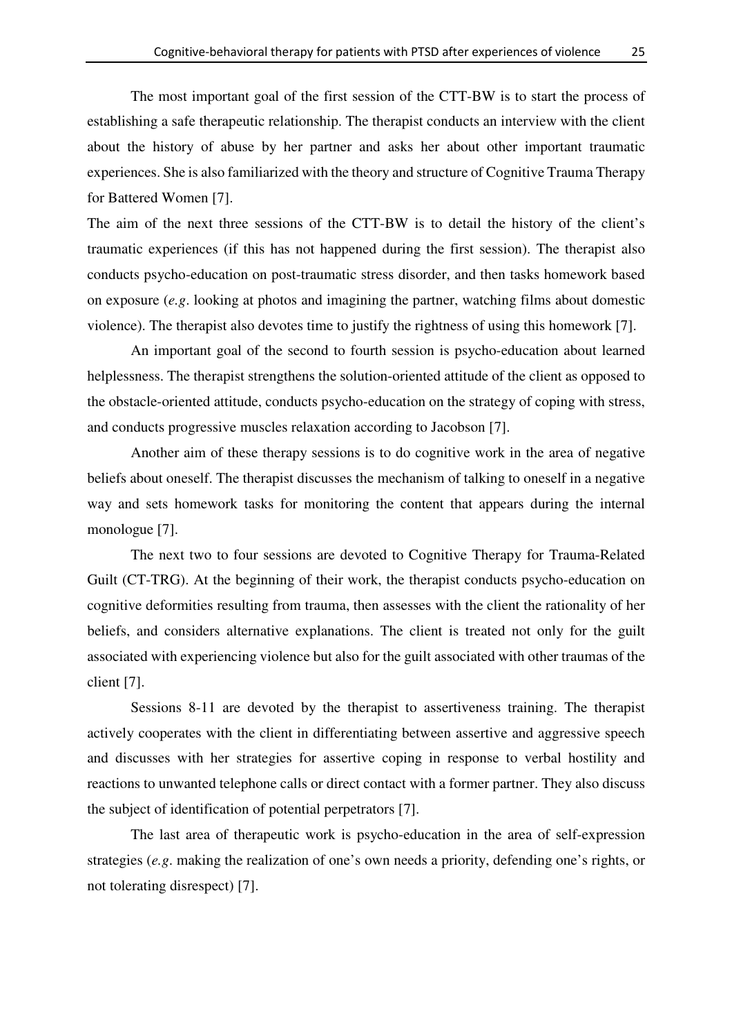The most important goal of the first session of the CTT-BW is to start the process of establishing a safe therapeutic relationship. The therapist conducts an interview with the client about the history of abuse by her partner and asks her about other important traumatic experiences. She is also familiarized with the theory and structure of Cognitive Trauma Therapy for Battered Women [7].

The aim of the next three sessions of the CTT-BW is to detail the history of the client's traumatic experiences (if this has not happened during the first session). The therapist also conducts psycho-education on post-traumatic stress disorder, and then tasks homework based on exposure (*e.g*. looking at photos and imagining the partner, watching films about domestic violence). The therapist also devotes time to justify the rightness of using this homework [7].

An important goal of the second to fourth session is psycho-education about learned helplessness. The therapist strengthens the solution-oriented attitude of the client as opposed to the obstacle-oriented attitude, conducts psycho-education on the strategy of coping with stress, and conducts progressive muscles relaxation according to Jacobson [7].

Another aim of these therapy sessions is to do cognitive work in the area of negative beliefs about oneself. The therapist discusses the mechanism of talking to oneself in a negative way and sets homework tasks for monitoring the content that appears during the internal monologue [7].

The next two to four sessions are devoted to Cognitive Therapy for Trauma-Related Guilt (CT-TRG). At the beginning of their work, the therapist conducts psycho-education on cognitive deformities resulting from trauma, then assesses with the client the rationality of her beliefs, and considers alternative explanations. The client is treated not only for the guilt associated with experiencing violence but also for the guilt associated with other traumas of the client [7].

Sessions 8-11 are devoted by the therapist to assertiveness training. The therapist actively cooperates with the client in differentiating between assertive and aggressive speech and discusses with her strategies for assertive coping in response to verbal hostility and reactions to unwanted telephone calls or direct contact with a former partner. They also discuss the subject of identification of potential perpetrators [7].

The last area of therapeutic work is psycho-education in the area of self-expression strategies (*e.g*. making the realization of one's own needs a priority, defending one's rights, or not tolerating disrespect) [7].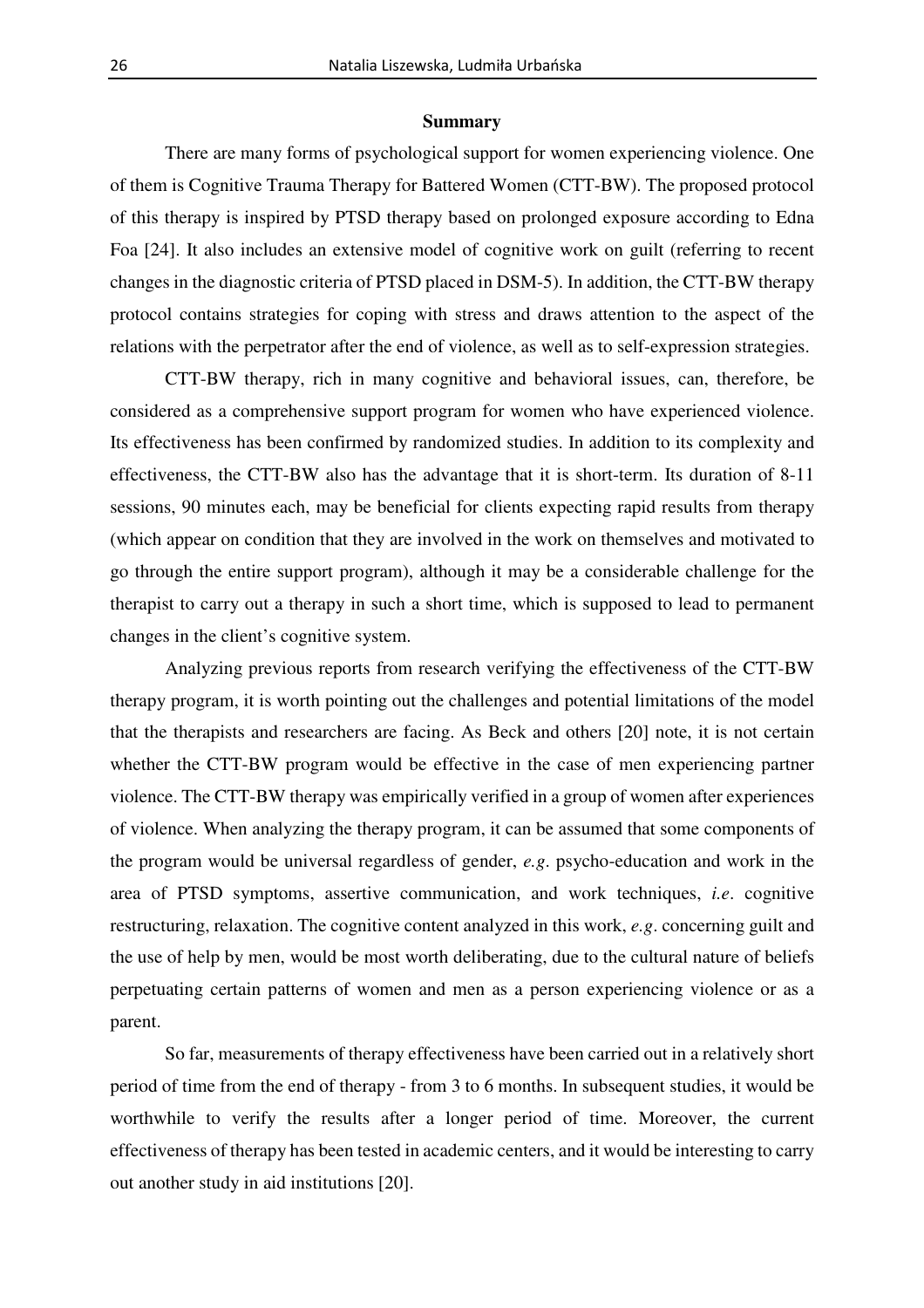## Summary

There are many forms of psychological support for women experiencing violence. One of them is Cognitive Trauma Therapy for Battered Women (CTT-BW). The proposed protocol of this therapy is inspired by PTSD therapy based on prolonged exposure according to Edna Foa [24]. It also includes an extensive model of cognitive work on guilt (referring to recent changes in the diagnostic criteria of PTSD placed in DSM-5). In addition, the CTT-BW therapy protocol contains strategies for coping with stress and draws attention to the aspect of the relations with the perpetrator after the end of violence, as well as to self-expression strategies.

CTT-BW therapy, rich in many cognitive and behavioral issues, can, therefore, be considered as a comprehensive support program for women who have experienced violence. Its effectiveness has been confirmed by randomized studies. In addition to its complexity and effectiveness, the CTT-BW also has the advantage that it is short-term. Its duration of 8-11 sessions, 90 minutes each, may be beneficial for clients expecting rapid results from therapy (which appear on condition that they are involved in the work on themselves and motivated to go through the entire support program), although it may be a considerable challenge for the therapist to carry out a therapy in such a short time, which is supposed to lead to permanent changes in the client's cognitive system.

Analyzing previous reports from research verifying the effectiveness of the CTT-BW therapy program, it is worth pointing out the challenges and potential limitations of the model that the therapists and researchers are facing. As Beck and others [20] note, it is not certain whether the CTT-BW program would be effective in the case of men experiencing partner violence. The CTT-BW therapy was empirically verified in a group of women after experiences of violence. When analyzing the therapy program, it can be assumed that some components of the program would be universal regardless of gender, *e.g*. psycho-education and work in the area of PTSD symptoms, assertive communication, and work techniques, *i.e*. cognitive restructuring, relaxation. The cognitive content analyzed in this work, *e.g*. concerning guilt and the use of help by men, would be most worth deliberating, due to the cultural nature of beliefs perpetuating certain patterns of women and men as a person experiencing violence or as a parent.

So far, measurements of therapy effectiveness have been carried out in a relatively short period of time from the end of therapy - from 3 to 6 months. In subsequent studies, it would be worthwhile to verify the results after a longer period of time. Moreover, the current effectiveness of therapy has been tested in academic centers, and it would be interesting to carry out another study in aid institutions [20].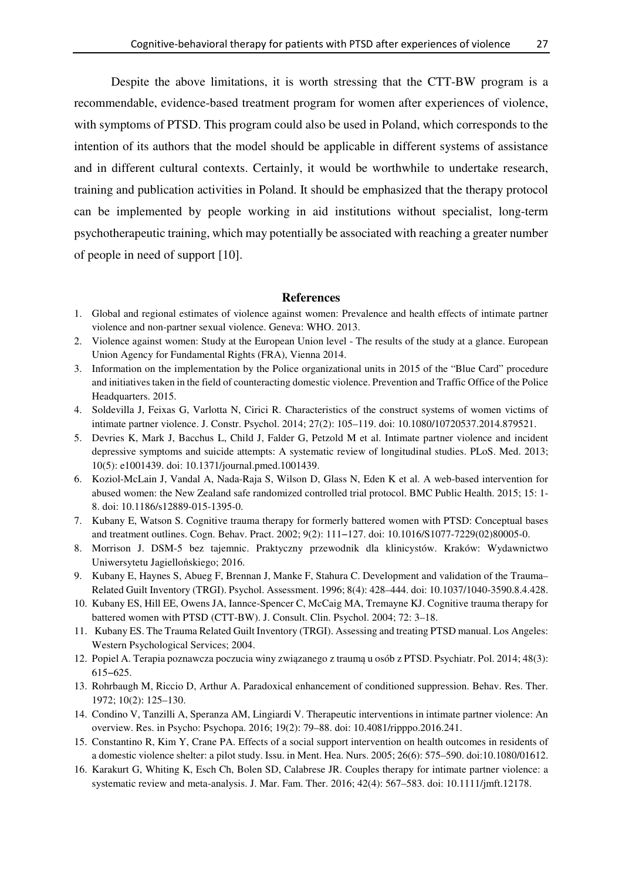Despite the above limitations, it is worth stressing that the CTT-BW program is a recommendable, evidence-based treatment program for women after experiences of violence, with symptoms of PTSD. This program could also be used in Poland, which corresponds to the intention of its authors that the model should be applicable in different systems of assistance and in different cultural contexts. Certainly, it would be worthwhile to undertake research, training and publication activities in Poland. It should be emphasized that the therapy protocol can be implemented by people working in aid institutions without specialist, long-term psychotherapeutic training, which may potentially be associated with reaching a greater number of people in need of support [10].

## References

1. Global and regional estimates of violence against women: Prevalence and health effects of intimate partner violence and non-partner sexual violence. Geneva: WHO. 2013.
2. Violence against women: Study at the European Union level - The results of the study at a glance. European Union Agency for Fundamental Rights (FRA), Vienna 2014.
3. Information on the implementation by the Police organizational units in 2015 of the "Blue Card" procedure and initiatives taken in the field of counteracting domestic violence. Prevention and Traffic Office of the Police Headquarters. 2015.
4. Soldevilla J, Feixas G, Varlotta N, Cirici R. Characteristics of the construct systems of women victims of intimate partner violence. J. Constr. Psychol. 2014; 27(2): 105–119. doi: 10.1080/10720537.2014.879521.
5. Devries K, Mark J, Bacchus L, Child J, Falder G, Petzold M et al. Intimate partner violence and incident depressive symptoms and suicide attempts: A systematic review of longitudinal studies. PLoS. Med. 2013; 10(5): e1001439. doi: 10.1371/journal.pmed.1001439.
6. Koziol-McLain J, Vandal A, Nada-Raja S, Wilson D, Glass N, Eden K et al. A web-based intervention for abused women: the New Zealand safe randomized controlled trial protocol. BMC Public Health. 2015; 15: 1-8. doi: 10.1186/s12889-015-1395-0.
7. Kubany E, Watson S. Cognitive trauma therapy for formerly battered women with PTSD: Conceptual bases and treatment outlines. Cogn. Behav. Pract. 2002; 9(2): 111–127. doi: 10.1016/S1077-7229(02)80005-0.
8. Morrison J. DSM-5 bez tajemnic. Praktyczny przewodnik dla klinicystów. Kraków: Wydawnictwo Uniwersytetu Jagiellońskiego; 2016.
9. Kubany E, Haynes S, Abueg F, Brennan J, Manke F, Stahura C. Development and validation of the Trauma–Related Guilt Inventory (TRGI). Psychol. Assessment. 1996; 8(4): 428–444. doi: 10.1037/1040-3590.8.4.428.
10. Kubany ES, Hill EE, Owens JA, Iannce-Spencer C, McCaig MA, Tremayne KJ. Cognitive trauma therapy for battered women with PTSD (CTT-BW). J. Consult. Clin. Psychol. 2004; 72: 3–18.
11. Kubany ES. The Trauma Related Guilt Inventory (TRGI). Assessing and treating PTSD manual. Los Angeles: Western Psychological Services; 2004.
12. Popiel A. Terapia poznawcza poczucia winy związanego z traumą u osób z PTSD. Psychiatr. Pol. 2014; 48(3): 615–625.
13. Rohrbaugh M, Riccio D, Arthur A. Paradoxical enhancement of conditioned suppression. Behav. Res. Ther. 1972; 10(2): 125–130.
14. Condino V, Tanzilli A, Speranza AM, Lingiardi V. Therapeutic interventions in intimate partner violence: An overview. Res. in Psycho: Psychopa. 2016; 19(2): 79–88. doi: 10.4081/ripppo.2016.241.
15. Constantino R, Kim Y, Crane PA. Effects of a social support intervention on health outcomes in residents of a domestic violence shelter: a pilot study. Issu. in Ment. Hea. Nurs. 2005; 26(6): 575–590. doi:10.1080/01612.
16. Karakurt G, Whiting K, Esch Ch, Bolen SD, Calabrese JR. Couples therapy for intimate partner violence: a systematic review and meta-analysis. J. Mar. Fam. Ther. 2016; 42(4): 567–583. doi: 10.1111/jmft.12178.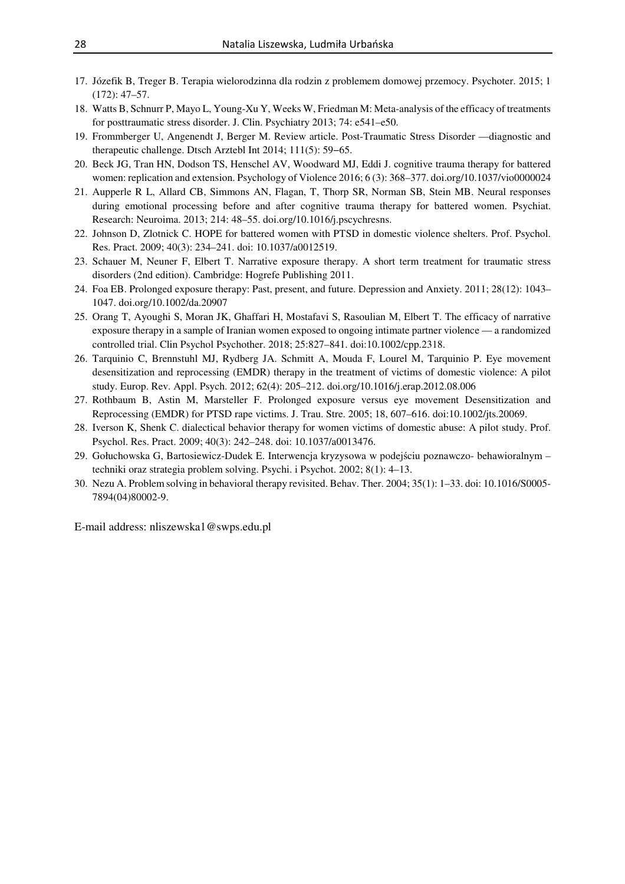17. Józefik B, Treger B. Terapia wielorodzinna dla rodzin z problemem domowej przemocy. Psychoter. 2015; 1 (172): 47–57.
18. Watts B, Schnurr P, Mayo L, Young-Xu Y, Weeks W, Friedman M: Meta-analysis of the efficacy of treatments for posttraumatic stress disorder. J. Clin. Psychiatry 2013; 74: e541–e50.
19. Frommberger U, Angenendt J, Berger M. Review article. Post-Traumatic Stress Disorder —diagnostic and therapeutic challenge. Dtsch Arztebl Int 2014; 111(5): 59–65.
20. Beck JG, Tran HN, Dodson TS, Henschel AV, Woodward MJ, Eddi J. cognitive trauma therapy for battered women: replication and extension. Psychology of Violence 2016; 6 (3): 368–377. doi.org/10.1037/vio0000024
21. Aupperle R L, Allard CB, Simmons AN, Flagan, T, Thorp SR, Norman SB, Stein MB. Neural responses during emotional processing before and after cognitive trauma therapy for battered women. Psychiat. Research: Neuroima. 2013; 214: 48–55. doi.org/10.1016/j.pscychresns.
22. Johnson D, Zlotnick C. HOPE for battered women with PTSD in domestic violence shelters. Prof. Psychol. Res. Pract. 2009; 40(3): 234–241. doi: 10.1037/a0012519.
23. Schauer M, Neuner F, Elbert T. Narrative exposure therapy. A short term treatment for traumatic stress disorders (2nd edition). Cambridge: Hogrefe Publishing 2011.
24. Foa EB. Prolonged exposure therapy: Past, present, and future. Depression and Anxiety. 2011; 28(12): 1043–1047. doi.org/10.1002/da.20907
25. Orang T, Ayoughi S, Moran JK, Ghaffari H, Mostafavi S, Rasoulian M, Elbert T. The efficacy of narrative exposure therapy in a sample of Iranian women exposed to ongoing intimate partner violence — a randomized controlled trial. Clin Psychol Psychother. 2018; 25:827–841. doi:10.1002/cpp.2318.
26. Tarquinio C, Brennstuhl MJ, Rydberg JA. Schmitt A, Mouda F, Lourel M, Tarquinio P. Eye movement desensitization and reprocessing (EMDR) therapy in the treatment of victims of domestic violence: A pilot study. Europ. Rev. Appl. Psych. 2012; 62(4): 205–212. doi.org/10.1016/j.erap.2012.08.006
27. Rothbaum B, Astin M, Marsteller F. Prolonged exposure versus eye movement Desensitization and Reprocessing (EMDR) for PTSD rape victims. J. Trau. Stre. 2005; 18, 607–616. doi:10.1002/jts.20069.
28. Iverson K, Shenk C. dialectical behavior therapy for women victims of domestic abuse: A pilot study. Prof. Psychol. Res. Pract. 2009; 40(3): 242–248. doi: 10.1037/a0013476.
29. Gołuchowska G, Bartosiewicz-Dudek E. Interwencja kryzysowa w podejściu poznawczo- behawioralnym – techniki oraz strategia problem solving. Psychi. i Psychot. 2002; 8(1): 4–13.
30. Nezu A. Problem solving in behavioral therapy revisited. Behav. Ther. 2004; 35(1): 1–33. doi: 10.1016/S0005-7894(04)80002-9.

E-mail address: nliszewska1@swps.edu.pl